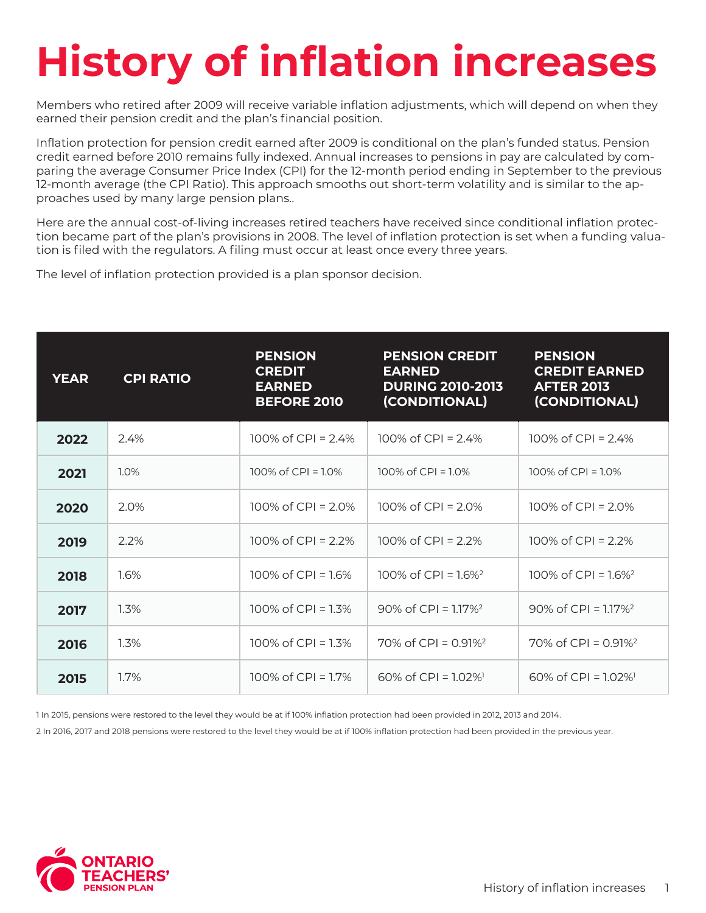# History of inflation increases

Members who retired after 2009 will receive variable inflation adjustments, which will depend on when they earned their pension credit and the plan's financial position.

Inflation protection for pension credit earned after 2009 is conditional on the plan's funded status. Pension credit earned before 2010 remains fully indexed. Annual increases to pensions in pay are calculated by comparing the average Consumer Price Index (CPI) for the 12-month period ending in September to the previous 12-month average (the CPI Ratio). This approach smooths out short-term volatility and is similar to the approaches used by many large pension plans..

Here are the annual cost-of-living increases retired teachers have received since conditional inflation protection became part of the plan's provisions in 2008. The level of inflation protection is set when a funding valuation is filed with the regulators. A filing must occur at least once every three years.

The level of inflation protection provided is a plan sponsor decision.

| YEAR | CPI RATIO | PENSION CREDIT EARNED BEFORE 2010 | PENSION CREDIT EARNED DURING 2010-2013 (CONDITIONAL) | PENSION CREDIT EARNED AFTER 2013 (CONDITIONAL) |
|---|---|---|---|---|
| 2022 | 2.4% | 100% of CPI = 2.4% | 100% of CPI = 2.4% | 100% of CPI = 2.4% |
| 2021 | 1.0% | 100% of CPI = 1.0% | 100% of CPI = 1.0% | 100% of CPI = 1.0% |
| 2020 | 2.0% | 100% of CPI = 2.0% | 100% of CPI = 2.0% | 100% of CPI = 2.0% |
| 2019 | 2.2% | 100% of CPI = 2.2% | 100% of CPI = 2.2% | 100% of CPI = 2.2% |
| 2018 | 1.6% | 100% of CPI = 1.6% | 100% of CPI = 1.6%[2] | 100% of CPI = 1.6%[2] |
| 2017 | 1.3% | 100% of CPI = 1.3% | 90% of CPI = 1.17%[2] | 90% of CPI = 1.17%[2] |
| 2016 | 1.3% | 100% of CPI = 1.3% | 70% of CPI = 0.91%[2] | 70% of CPI = 0.91%[2] |
| 2015 | 1.7% | 100% of CPI = 1.7% | 60% of CPI = 1.02%[1] | 60% of CPI = 1.02%[1] |

1 In 2015, pensions were restored to the level they would be at if 100% inflation protection had been provided in 2012, 2013 and 2014.

2 In 2016, 2017 and 2018 pensions were restored to the level they would be at if 100% inflation protection had been provided in the previous year.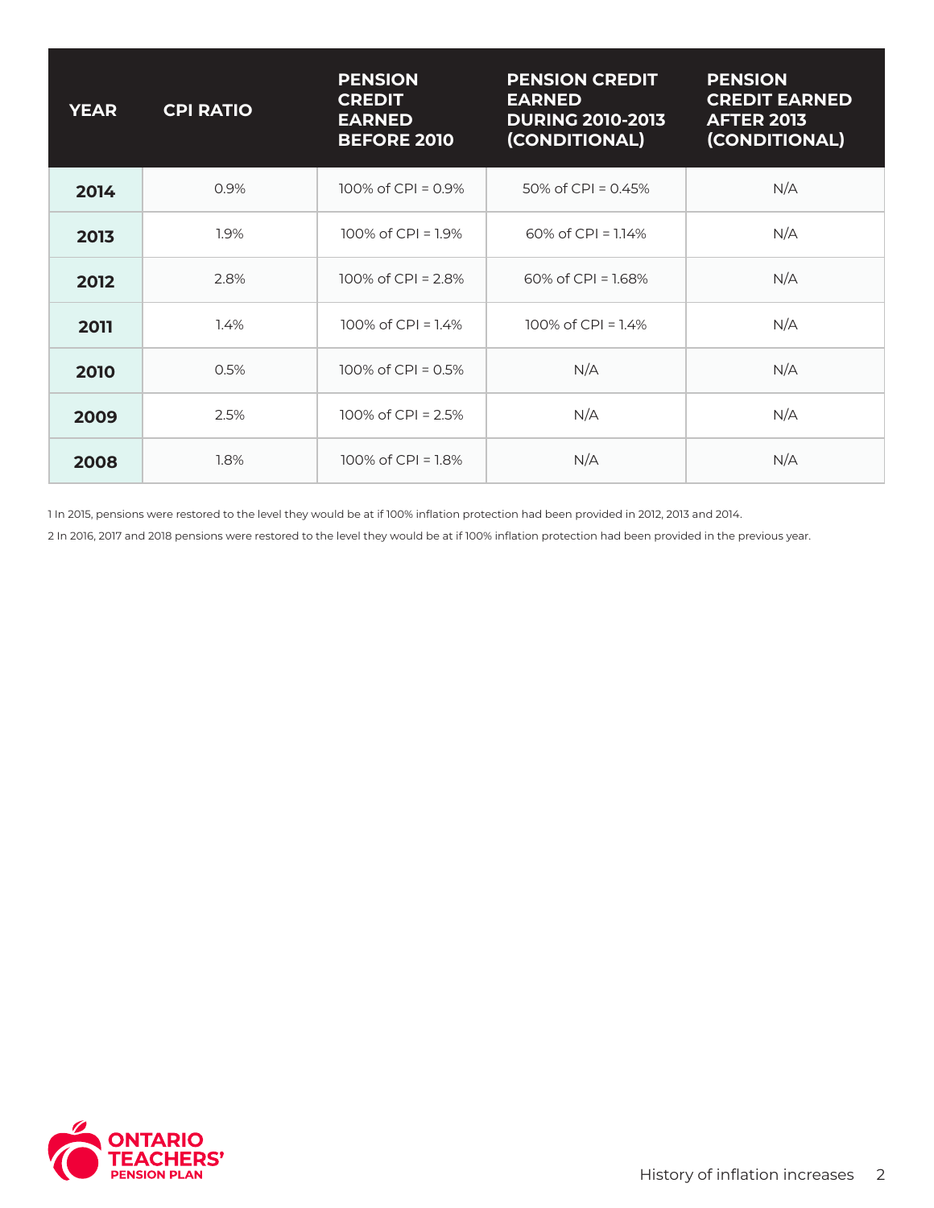| YEAR | CPI RATIO | PENSION CREDIT EARNED BEFORE 2010 | PENSION CREDIT EARNED DURING 2010-2013 (CONDITIONAL) | PENSION CREDIT EARNED AFTER 2013 (CONDITIONAL) |
|---|---|---|---|---|
| 2014 | 0.9% | 100% of CPI = 0.9% | 50% of CPI = 0.45% | N/A |
| 2013 | 1.9% | 100% of CPI = 1.9% | 60% of CPI = 1.14% | N/A |
| 2012 | 2.8% | 100% of CPI = 2.8% | 60% of CPI = 1.68% | N/A |
| 2011 | 1.4% | 100% of CPI = 1.4% | 100% of CPI = 1.4% | N/A |
| 2010 | 0.5% | 100% of CPI = 0.5% | N/A | N/A |
| 2009 | 2.5% | 100% of CPI = 2.5% | N/A | N/A |
| 2008 | 1.8% | 100% of CPI = 1.8% | N/A | N/A |

1 In 2015, pensions were restored to the level they would be at if 100% inflation protection had been provided in 2012, 2013 and 2014.

2 In 2016, 2017 and 2018 pensions were restored to the level they would be at if 100% inflation protection had been provided in the previous year.